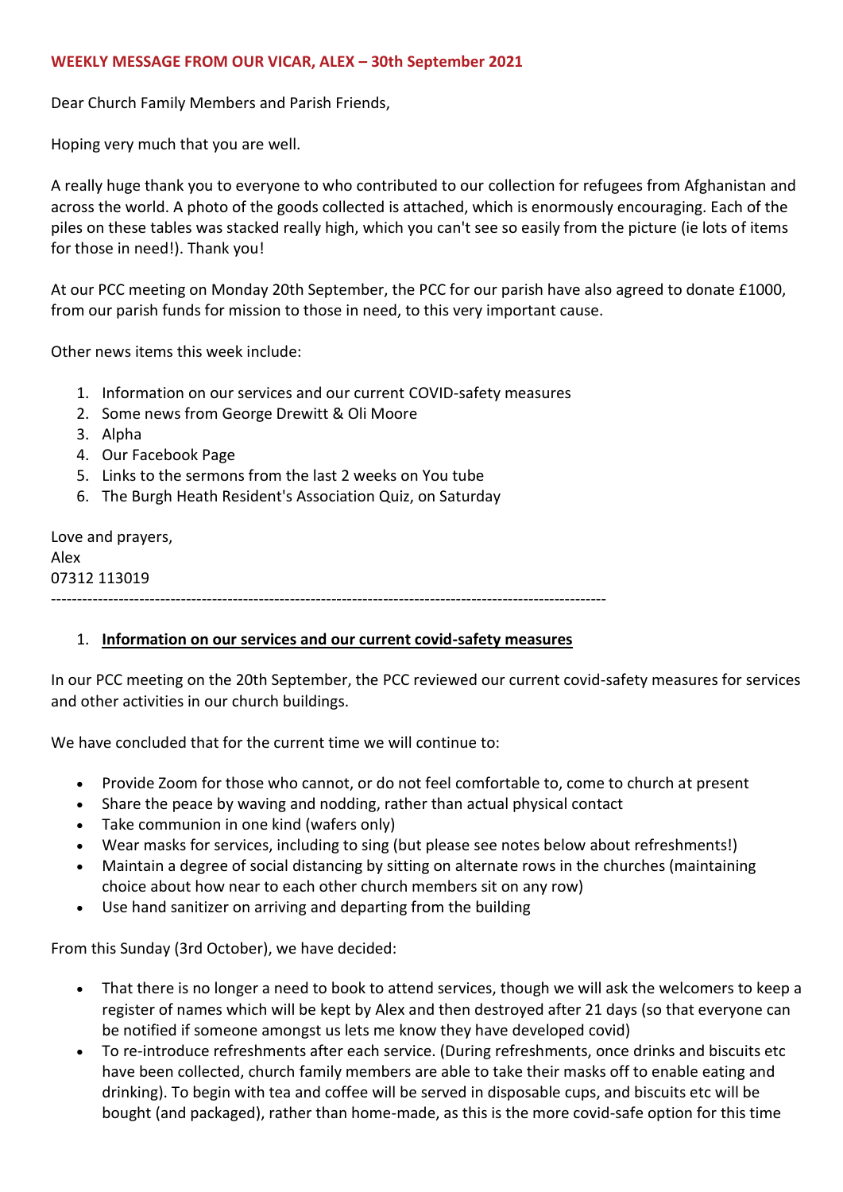**WEEKLY MESSAGE FROM OUR VICAR, ALEX – 30th September 2021**

Dear Church Family Members and Parish Friends,

Hoping very much that you are well.

A really huge thank you to everyone to who contributed to our collection for refugees from Afghanistan and across the world. A photo of the goods collected is attached, which is enormously encouraging. Each of the piles on these tables was stacked really high, which you can't see so easily from the picture (ie lots of items for those in need!). Thank you!

At our PCC meeting on Monday 20th September, the PCC for our parish have also agreed to donate £1000, from our parish funds for mission to those in need, to this very important cause.

Other news items this week include:

1. Information on our services and our current COVID-safety measures
2. Some news from George Drewitt & Oli Moore
3. Alpha
4. Our Facebook Page
5. Links to the sermons from the last 2 weeks on You tube
6. The Burgh Heath Resident's Association Quiz, on Saturday

Love and prayers,
Alex
07312 113019

---

1. **Information on our services and our current covid-safety measures**

In our PCC meeting on the 20th September, the PCC reviewed our current covid-safety measures for services and other activities in our church buildings.

We have concluded that for the current time we will continue to:

- Provide Zoom for those who cannot, or do not feel comfortable to, come to church at present
- Share the peace by waving and nodding, rather than actual physical contact
- Take communion in one kind (wafers only)
- Wear masks for services, including to sing (but please see notes below about refreshments!)
- Maintain a degree of social distancing by sitting on alternate rows in the churches (maintaining choice about how near to each other church members sit on any row)
- Use hand sanitizer on arriving and departing from the building

From this Sunday (3rd October), we have decided:

- That there is no longer a need to book to attend services, though we will ask the welcomers to keep a register of names which will be kept by Alex and then destroyed after 21 days (so that everyone can be notified if someone amongst us lets me know they have developed covid)
- To re-introduce refreshments after each service. (During refreshments, once drinks and biscuits etc have been collected, church family members are able to take their masks off to enable eating and drinking). To begin with tea and coffee will be served in disposable cups, and biscuits etc will be bought (and packaged), rather than home-made, as this is the more covid-safe option for this time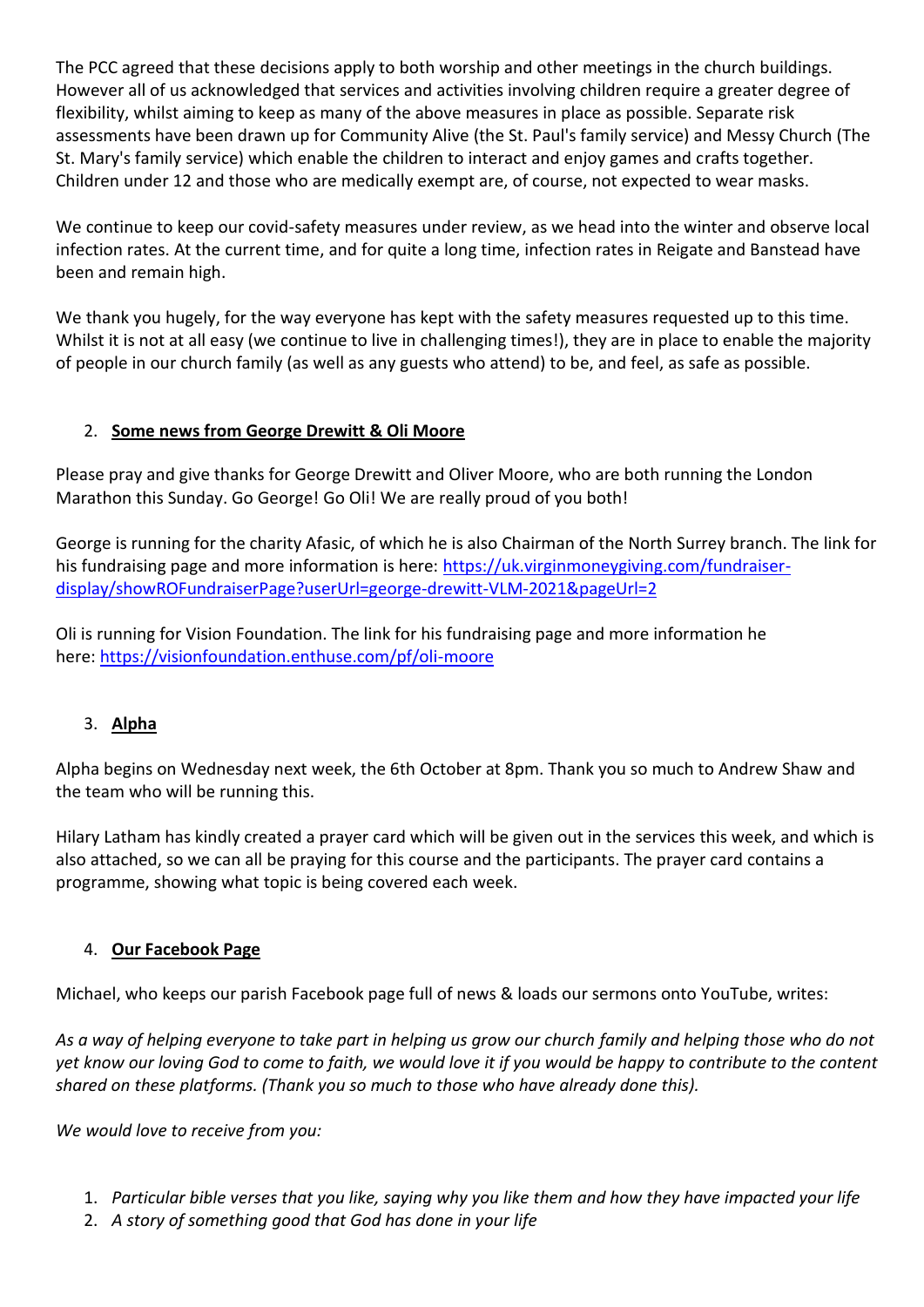The PCC agreed that these decisions apply to both worship and other meetings in the church buildings. However all of us acknowledged that services and activities involving children require a greater degree of flexibility, whilst aiming to keep as many of the above measures in place as possible. Separate risk assessments have been drawn up for Community Alive (the St. Paul's family service) and Messy Church (The St. Mary's family service) which enable the children to interact and enjoy games and crafts together. Children under 12 and those who are medically exempt are, of course, not expected to wear masks.

We continue to keep our covid-safety measures under review, as we head into the winter and observe local infection rates. At the current time, and for quite a long time, infection rates in Reigate and Banstead have been and remain high.

We thank you hugely, for the way everyone has kept with the safety measures requested up to this time. Whilst it is not at all easy (we continue to live in challenging times!), they are in place to enable the majority of people in our church family (as well as any guests who attend) to be, and feel, as safe as possible.

## 2. **Some news from George Drewitt & Oli Moore**

Please pray and give thanks for George Drewitt and Oliver Moore, who are both running the London Marathon this Sunday. Go George! Go Oli! We are really proud of you both!

George is running for the charity Afasic, of which he is also Chairman of the North Surrey branch. The link for his fundraising page and more information is here: https://uk.virginmoneygiving.com/fundraiser-display/showROFundraiserPage?userUrl=george-drewitt-VLM-2021&pageUrl=2

Oli is running for Vision Foundation. The link for his fundraising page and more information he here: https://visionfoundation.enthuse.com/pf/oli-moore

## 3. **Alpha**

Alpha begins on Wednesday next week, the 6th October at 8pm. Thank you so much to Andrew Shaw and the team who will be running this.

Hilary Latham has kindly created a prayer card which will be given out in the services this week, and which is also attached, so we can all be praying for this course and the participants. The prayer card contains a programme, showing what topic is being covered each week.

## 4. **Our Facebook Page**

Michael, who keeps our parish Facebook page full of news & loads our sermons onto YouTube, writes:

*As a way of helping everyone to take part in helping us grow our church family and helping those who do not yet know our loving God to come to faith, we would love it if you would be happy to contribute to the content shared on these platforms. (Thank you so much to those who have already done this).*

*We would love to receive from you:*

1. *Particular bible verses that you like, saying why you like them and how they have impacted your life*
2. *A story of something good that God has done in your life*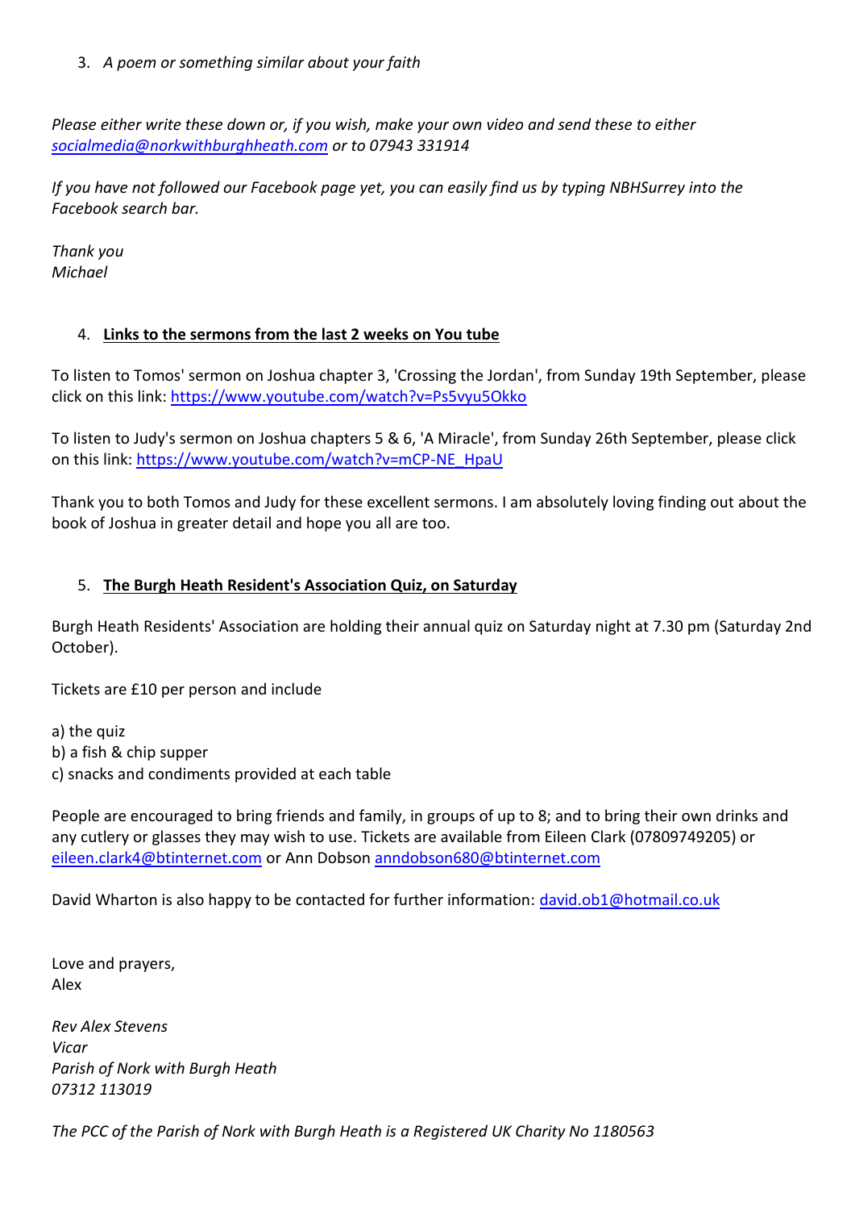3. *A poem or something similar about your faith*

*Please either write these down or, if you wish, make your own video and send these to either [socialmedia@norkwithburghheath.com](mailto:socialmedia@norkwithburghheath.com) or to 07943 331914*

*If you have not followed our Facebook page yet, you can easily find us by typing NBHSurrey into the Facebook search bar.*

*Thank you*
*Michael*

4. **Links to the sermons from the last 2 weeks on You tube**

To listen to Tomos' sermon on Joshua chapter 3, 'Crossing the Jordan', from Sunday 19th September, please click on this link: https://www.youtube.com/watch?v=Ps5vyu5Okko

To listen to Judy's sermon on Joshua chapters 5 & 6, 'A Miracle', from Sunday 26th September, please click on this link: https://www.youtube.com/watch?v=mCP-NE_HpaU

Thank you to both Tomos and Judy for these excellent sermons. I am absolutely loving finding out about the book of Joshua in greater detail and hope you all are too.

5. **The Burgh Heath Resident's Association Quiz, on Saturday**

Burgh Heath Residents' Association are holding their annual quiz on Saturday night at 7.30 pm (Saturday 2nd October).

Tickets are £10 per person and include

a) the quiz
b) a fish & chip supper
c) snacks and condiments provided at each table

People are encouraged to bring friends and family, in groups of up to 8; and to bring their own drinks and any cutlery or glasses they may wish to use. Tickets are available from Eileen Clark (07809749205) or [eileen.clark4@btinternet.com](mailto:eileen.clark4@btinternet.com) or Ann Dobson [anndobson680@btinternet.com](mailto:anndobson680@btinternet.com)

David Wharton is also happy to be contacted for further information: [david.ob1@hotmail.co.uk](mailto:david.ob1@hotmail.co.uk)

Love and prayers,
Alex

*Rev Alex Stevens*
*Vicar*
*Parish of Nork with Burgh Heath*
*07312 113019*

*The PCC of the Parish of Nork with Burgh Heath is a Registered UK Charity No 1180563*